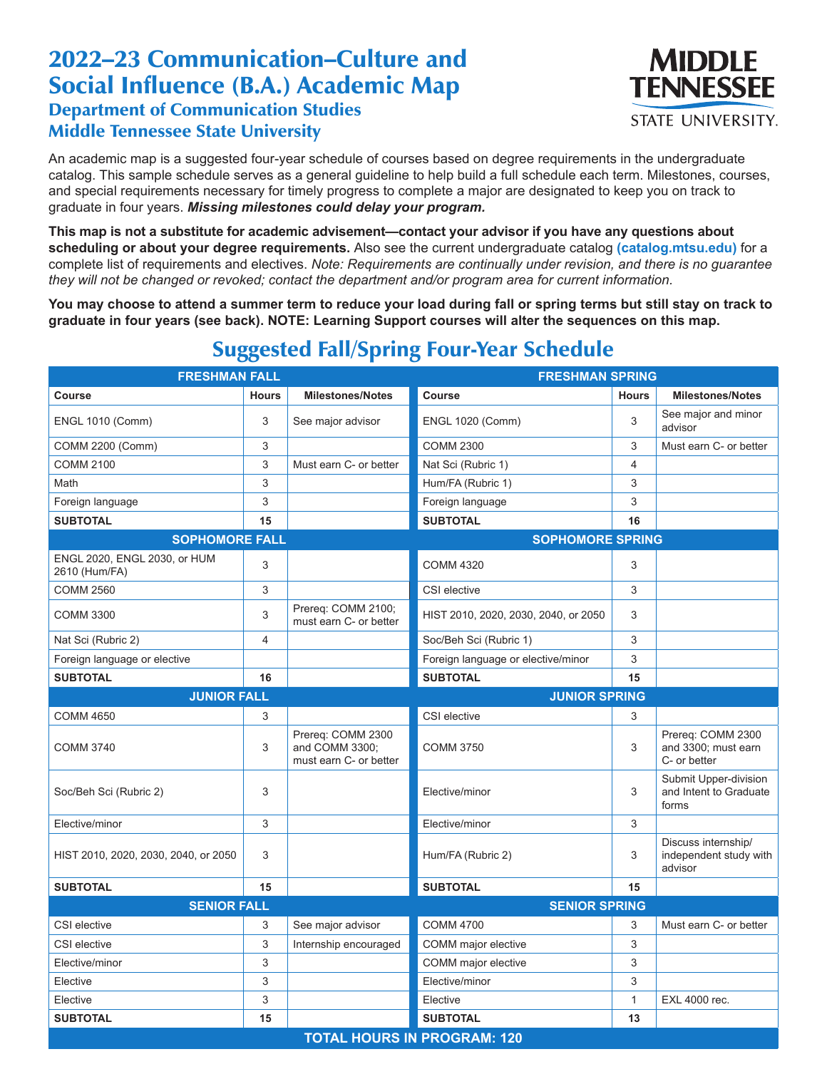# 2022–23 Communication–Culture and Social Influence (B.A.) Academic Map

## Department of Communication Studies
## Middle Tennessee State University

MIDDLE TENNESSEE STATE UNIVERSITY.

An academic map is a suggested four-year schedule of courses based on degree requirements in the undergraduate catalog. This sample schedule serves as a general guideline to help build a full schedule each term. Milestones, courses, and special requirements necessary for timely progress to complete a major are designated to keep you on track to graduate in four years. ***Missing milestones could delay your program.***

**This map is not a substitute for academic advisement—contact your advisor if you have any questions about scheduling or about your degree requirements.** Also see the current undergraduate catalog **(catalog.mtsu.edu)** for a complete list of requirements and electives. *Note: Requirements are continually under revision, and there is no guarantee they will not be changed or revoked; contact the department and/or program area for current information.*

**You may choose to attend a summer term to reduce your load during fall or spring terms but still stay on track to graduate in four years (see back). NOTE: Learning Support courses will alter the sequences on this map.**

## Suggested Fall/Spring Four-Year Schedule

| FRESHMAN FALL | | | FRESHMAN SPRING | | |
|---|---|---|---|---|---|
| **Course** | **Hours** | **Milestones/Notes** | **Course** | **Hours** | **Milestones/Notes** |
| ENGL 1010 (Comm) | 3 | See major advisor | ENGL 1020 (Comm) | 3 | See major and minor advisor |
| COMM 2200 (Comm) | 3 | | COMM 2300 | 3 | Must earn C- or better |
| COMM 2100 | 3 | Must earn C- or better | Nat Sci (Rubric 1) | 4 | |
| Math | 3 | | Hum/FA (Rubric 1) | 3 | |
| Foreign language | 3 | | Foreign language | 3 | |
| **SUBTOTAL** | **15** | | **SUBTOTAL** | **16** | |
| **SOPHOMORE FALL** | | | **SOPHOMORE SPRING** | | |
| ENGL 2020, ENGL 2030, or HUM 2610 (Hum/FA) | 3 | | COMM 4320 | 3 | |
| COMM 2560 | 3 | | CSI elective | 3 | |
| COMM 3300 | 3 | Prereq: COMM 2100; must earn C- or better | HIST 2010, 2020, 2030, 2040, or 2050 | 3 | |
| Nat Sci (Rubric 2) | 4 | | Soc/Beh Sci (Rubric 1) | 3 | |
| Foreign language or elective | | | Foreign language or elective/minor | 3 | |
| **SUBTOTAL** | **16** | | **SUBTOTAL** | **15** | |
| **JUNIOR FALL** | | | **JUNIOR SPRING** | | |
| COMM 4650 | 3 | | CSI elective | 3 | |
| COMM 3740 | 3 | Prereq: COMM 2300 and COMM 3300; must earn C- or better | COMM 3750 | 3 | Prereq: COMM 2300 and 3300; must earn C- or better |
| Soc/Beh Sci (Rubric 2) | 3 | | Elective/minor | 3 | Submit Upper-division and Intent to Graduate forms |
| Elective/minor | 3 | | Elective/minor | 3 | |
| HIST 2010, 2020, 2030, 2040, or 2050 | 3 | | Hum/FA (Rubric 2) | 3 | Discuss internship/ independent study with advisor |
| **SUBTOTAL** | **15** | | **SUBTOTAL** | **15** | |
| **SENIOR FALL** | | | **SENIOR SPRING** | | |
| CSI elective | 3 | See major advisor | COMM 4700 | 3 | Must earn C- or better |
| CSI elective | 3 | Internship encouraged | COMM major elective | 3 | |
| Elective/minor | 3 | | COMM major elective | 3 | |
| Elective | 3 | | Elective/minor | 3 | |
| Elective | 3 | | Elective | 1 | EXL 4000 rec. |
| **SUBTOTAL** | **15** | | **SUBTOTAL** | **13** | |
| **TOTAL HOURS IN PROGRAM: 120** | | | | | |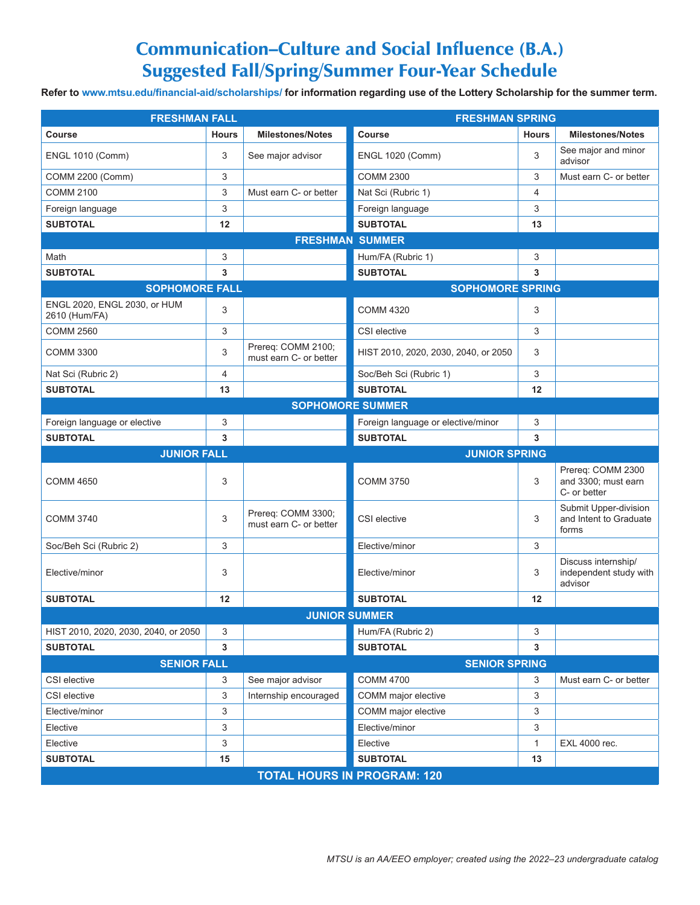# Communication–Culture and Social Influence (B.A.)
# Suggested Fall/Spring/Summer Four-Year Schedule

**Refer to www.mtsu.edu/financial-aid/scholarships/ for information regarding use of the Lottery Scholarship for the summer term.**

| FRESHMAN FALL | | | FRESHMAN SPRING | | |
|---|---|---|---|---|---|
| **Course** | **Hours** | **Milestones/Notes** | **Course** | **Hours** | **Milestones/Notes** |
| ENGL 1010 (Comm) | 3 | See major advisor | ENGL 1020 (Comm) | 3 | See major and minor advisor |
| COMM 2200 (Comm) | 3 | | COMM 2300 | 3 | Must earn C- or better |
| COMM 2100 | 3 | Must earn C- or better | Nat Sci (Rubric 1) | 4 | |
| Foreign language | 3 | | Foreign language | 3 | |
| **SUBTOTAL** | **12** | | **SUBTOTAL** | **13** | |
| **FRESHMAN SUMMER** | | | | | |
| Math | 3 | | Hum/FA (Rubric 1) | 3 | |
| **SUBTOTAL** | **3** | | **SUBTOTAL** | **3** | |
| **SOPHOMORE FALL** | | | **SOPHOMORE SPRING** | | |
| ENGL 2020, ENGL 2030, or HUM 2610 (Hum/FA) | 3 | | COMM 4320 | 3 | |
| COMM 2560 | 3 | | CSI elective | 3 | |
| COMM 3300 | 3 | Prereq: COMM 2100; must earn C- or better | HIST 2010, 2020, 2030, 2040, or 2050 | 3 | |
| Nat Sci (Rubric 2) | 4 | | Soc/Beh Sci (Rubric 1) | 3 | |
| **SUBTOTAL** | **13** | | **SUBTOTAL** | **12** | |
| **SOPHOMORE SUMMER** | | | | | |
| Foreign language or elective | 3 | | Foreign language or elective/minor | 3 | |
| **SUBTOTAL** | **3** | | **SUBTOTAL** | **3** | |
| **JUNIOR FALL** | | | **JUNIOR SPRING** | | |
| COMM 4650 | 3 | | COMM 3750 | 3 | Prereq: COMM 2300 and 3300; must earn C- or better |
| COMM 3740 | 3 | Prereq: COMM 3300; must earn C- or better | CSI elective | 3 | Submit Upper-division and Intent to Graduate forms |
| Soc/Beh Sci (Rubric 2) | 3 | | Elective/minor | 3 | |
| Elective/minor | 3 | | Elective/minor | 3 | Discuss internship/ independent study with advisor |
| **SUBTOTAL** | **12** | | **SUBTOTAL** | **12** | |
| **JUNIOR SUMMER** | | | | | |
| HIST 2010, 2020, 2030, 2040, or 2050 | 3 | | Hum/FA (Rubric 2) | 3 | |
| **SUBTOTAL** | **3** | | **SUBTOTAL** | **3** | |
| **SENIOR FALL** | | | **SENIOR SPRING** | | |
| CSI elective | 3 | See major advisor | COMM 4700 | 3 | Must earn C- or better |
| CSI elective | 3 | Internship encouraged | COMM major elective | 3 | |
| Elective/minor | 3 | | COMM major elective | 3 | |
| Elective | 3 | | Elective/minor | 3 | |
| Elective | 3 | | Elective | 1 | EXL 4000 rec. |
| **SUBTOTAL** | **15** | | **SUBTOTAL** | **13** | |
| **TOTAL HOURS IN PROGRAM: 120** | | | | | |

*MTSU is an AA/EEO employer; created using the 2022–23 undergraduate catalog*